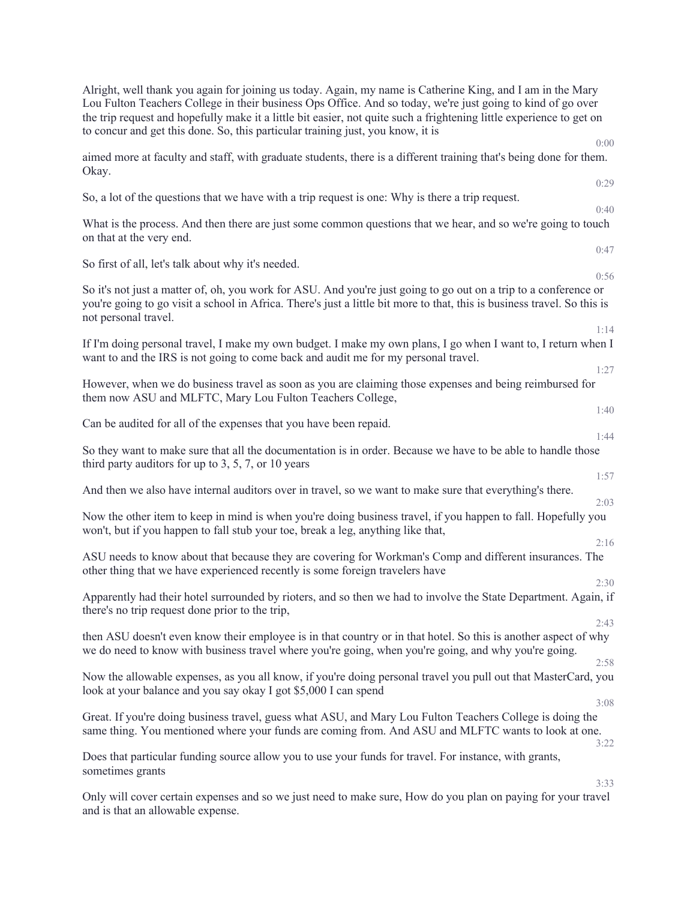Alright, well thank you again for joining us today. Again, my name is Catherine King, and I am in the Mary Lou Fulton Teachers College in their business Ops Office. And so today, we're just going to kind of go over the trip request and hopefully make it a little bit easier, not quite such a frightening little experience to get on to concur and get this done. So, this particular training just, you know, it is

0:00

aimed more at faculty and staff, with graduate students, there is a different training that's being done for them. Okay.

0:29

So, a lot of the questions that we have with a trip request is one: Why is there a trip request.

0:40

What is the process. And then there are just some common questions that we hear, and so we're going to touch on that at the very end.

0:47

So first of all, let's talk about why it's needed.

0:56

So it's not just a matter of, oh, you work for ASU. And you're just going to go out on a trip to a conference or you're going to go visit a school in Africa. There's just a little bit more to that, this is business travel. So this is not personal travel.

1:14

If I'm doing personal travel, I make my own budget. I make my own plans, I go when I want to, I return when I want to and the IRS is not going to come back and audit me for my personal travel.

1:27

However, when we do business travel as soon as you are claiming those expenses and being reimbursed for them now ASU and MLFTC, Mary Lou Fulton Teachers College,

1:40

Can be audited for all of the expenses that you have been repaid.

1:44

So they want to make sure that all the documentation is in order. Because we have to be able to handle those third party auditors for up to 3, 5, 7, or 10 years

1:57

And then we also have internal auditors over in travel, so we want to make sure that everything's there.

2:03

Now the other item to keep in mind is when you're doing business travel, if you happen to fall. Hopefully you won't, but if you happen to fall stub your toe, break a leg, anything like that,

2:16

ASU needs to know about that because they are covering for Workman's Comp and different insurances. The other thing that we have experienced recently is some foreign travelers have

2:30

Apparently had their hotel surrounded by rioters, and so then we had to involve the State Department. Again, if there's no trip request done prior to the trip,

2:43

then ASU doesn't even know their employee is in that country or in that hotel. So this is another aspect of why we do need to know with business travel where you're going, when you're going, and why you're going.

2:58

Now the allowable expenses, as you all know, if you're doing personal travel you pull out that MasterCard, you look at your balance and you say okay I got $5,000 I can spend

3:08

Great. If you're doing business travel, guess what ASU, and Mary Lou Fulton Teachers College is doing the same thing. You mentioned where your funds are coming from. And ASU and MLFTC wants to look at one.

3:22

Does that particular funding source allow you to use your funds for travel. For instance, with grants, sometimes grants

3:33

Only will cover certain expenses and so we just need to make sure, How do you plan on paying for your travel and is that an allowable expense.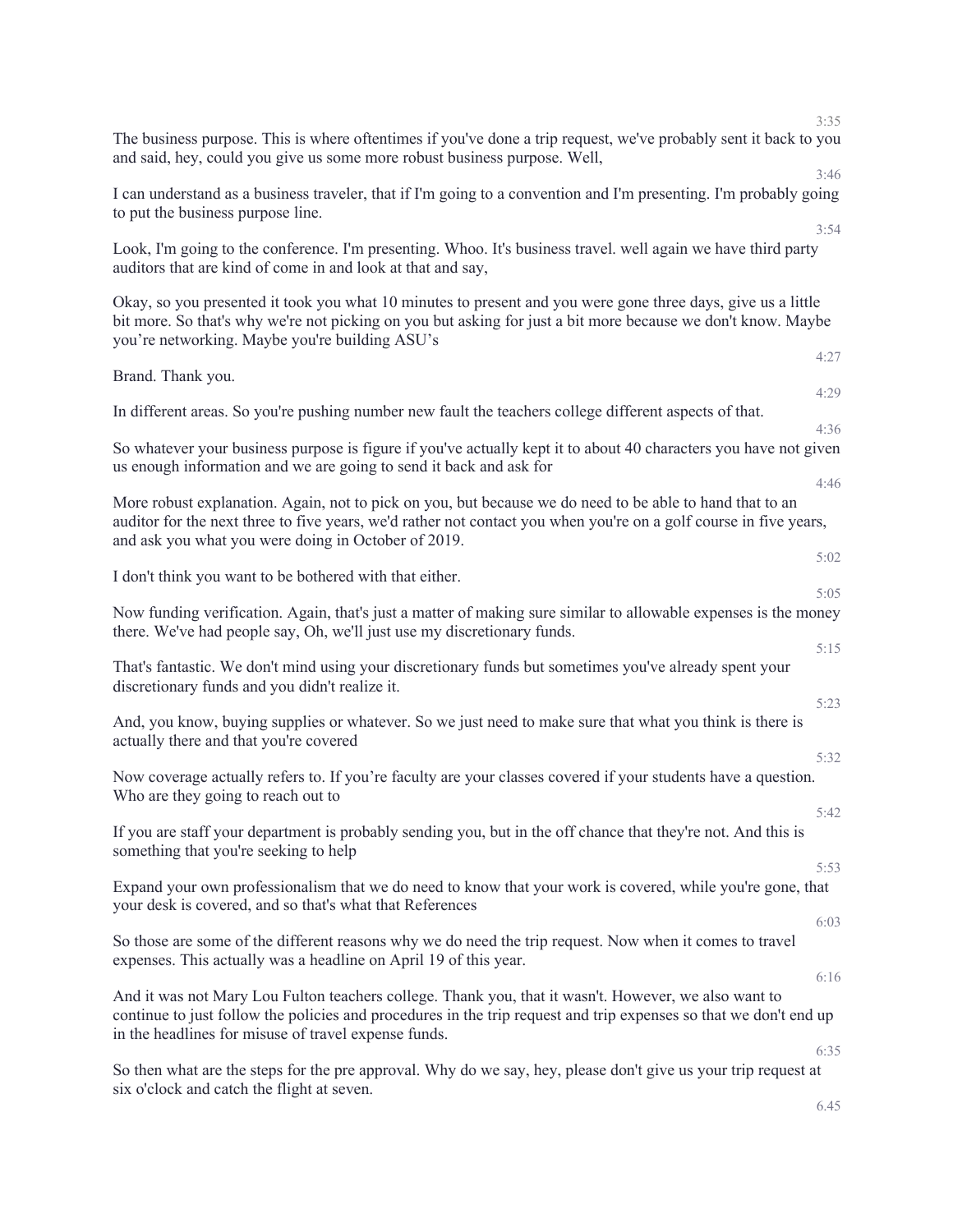3:35

The business purpose. This is where oftentimes if you've done a trip request, we've probably sent it back to you and said, hey, could you give us some more robust business purpose. Well,

3:46

I can understand as a business traveler, that if I'm going to a convention and I'm presenting. I'm probably going to put the business purpose line.

3:54

Look, I'm going to the conference. I'm presenting. Whoo. It's business travel. well again we have third party auditors that are kind of come in and look at that and say,

Okay, so you presented it took you what 10 minutes to present and you were gone three days, give us a little bit more. So that's why we're not picking on you but asking for just a bit more because we don't know. Maybe you're networking. Maybe you're building ASU's

4:27

Brand. Thank you.

4:29

In different areas. So you're pushing number new fault the teachers college different aspects of that.

4:36

So whatever your business purpose is figure if you've actually kept it to about 40 characters you have not given us enough information and we are going to send it back and ask for

4:46

More robust explanation. Again, not to pick on you, but because we do need to be able to hand that to an auditor for the next three to five years, we'd rather not contact you when you're on a golf course in five years, and ask you what you were doing in October of 2019.

5:02

I don't think you want to be bothered with that either.

5:05

Now funding verification. Again, that's just a matter of making sure similar to allowable expenses is the money there. We've had people say, Oh, we'll just use my discretionary funds.

5:15

That's fantastic. We don't mind using your discretionary funds but sometimes you've already spent your discretionary funds and you didn't realize it.

5:23

And, you know, buying supplies or whatever. So we just need to make sure that what you think is there is actually there and that you're covered

5:32

Now coverage actually refers to. If you're faculty are your classes covered if your students have a question. Who are they going to reach out to

5:42

If you are staff your department is probably sending you, but in the off chance that they're not. And this is something that you're seeking to help

5:53

Expand your own professionalism that we do need to know that your work is covered, while you're gone, that your desk is covered, and so that's what that References

6:03

So those are some of the different reasons why we do need the trip request. Now when it comes to travel expenses. This actually was a headline on April 19 of this year.

6:16

And it was not Mary Lou Fulton teachers college. Thank you, that it wasn't. However, we also want to continue to just follow the policies and procedures in the trip request and trip expenses so that we don't end up in the headlines for misuse of travel expense funds.

6:35

So then what are the steps for the pre approval. Why do we say, hey, please don't give us your trip request at six o'clock and catch the flight at seven.

6.45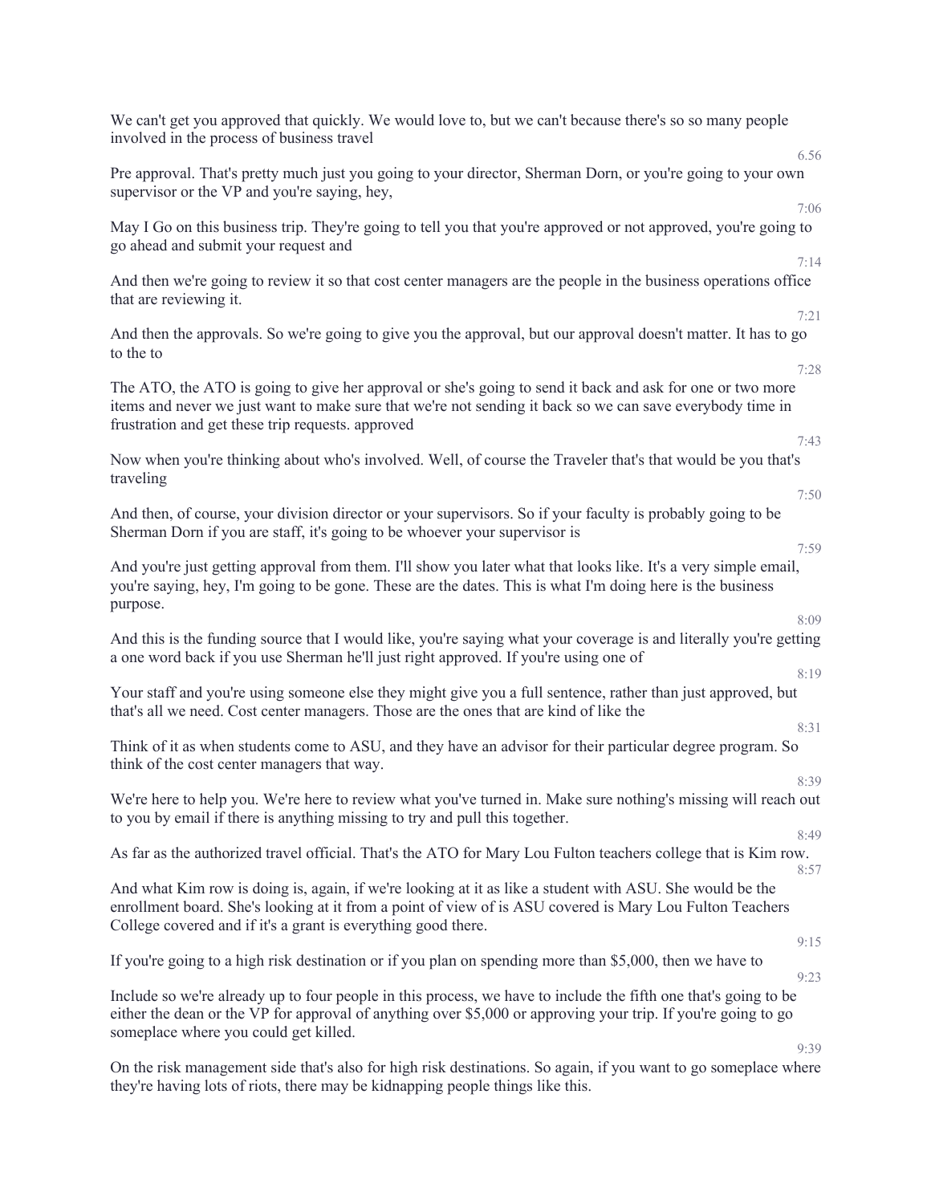We can't get you approved that quickly. We would love to, but we can't because there's so so many people involved in the process of business travel

6.56

Pre approval. That's pretty much just you going to your director, Sherman Dorn, or you're going to your own supervisor or the VP and you're saying, hey,

7:06

May I Go on this business trip. They're going to tell you that you're approved or not approved, you're going to go ahead and submit your request and

7:14

And then we're going to review it so that cost center managers are the people in the business operations office that are reviewing it.

7:21

And then the approvals. So we're going to give you the approval, but our approval doesn't matter. It has to go to the to

7:28

The ATO, the ATO is going to give her approval or she's going to send it back and ask for one or two more items and never we just want to make sure that we're not sending it back so we can save everybody time in frustration and get these trip requests. approved

7:43

Now when you're thinking about who's involved. Well, of course the Traveler that's that would be you that's traveling

7:50

And then, of course, your division director or your supervisors. So if your faculty is probably going to be Sherman Dorn if you are staff, it's going to be whoever your supervisor is

7:59

And you're just getting approval from them. I'll show you later what that looks like. It's a very simple email, you're saying, hey, I'm going to be gone. These are the dates. This is what I'm doing here is the business purpose.

8:09

And this is the funding source that I would like, you're saying what your coverage is and literally you're getting a one word back if you use Sherman he'll just right approved. If you're using one of

8:19

Your staff and you're using someone else they might give you a full sentence, rather than just approved, but that's all we need. Cost center managers. Those are the ones that are kind of like the

8:31

Think of it as when students come to ASU, and they have an advisor for their particular degree program. So think of the cost center managers that way.

8:39

We're here to help you. We're here to review what you've turned in. Make sure nothing's missing will reach out to you by email if there is anything missing to try and pull this together.

8:49

As far as the authorized travel official. That's the ATO for Mary Lou Fulton teachers college that is Kim row.

8:57

And what Kim row is doing is, again, if we're looking at it as like a student with ASU. She would be the enrollment board. She's looking at it from a point of view of is ASU covered is Mary Lou Fulton Teachers College covered and if it's a grant is everything good there.

9:15

If you're going to a high risk destination or if you plan on spending more than $5,000, then we have to

9:23

Include so we're already up to four people in this process, we have to include the fifth one that's going to be either the dean or the VP for approval of anything over $5,000 or approving your trip. If you're going to go someplace where you could get killed.

9:39

On the risk management side that's also for high risk destinations. So again, if you want to go someplace where they're having lots of riots, there may be kidnapping people things like this.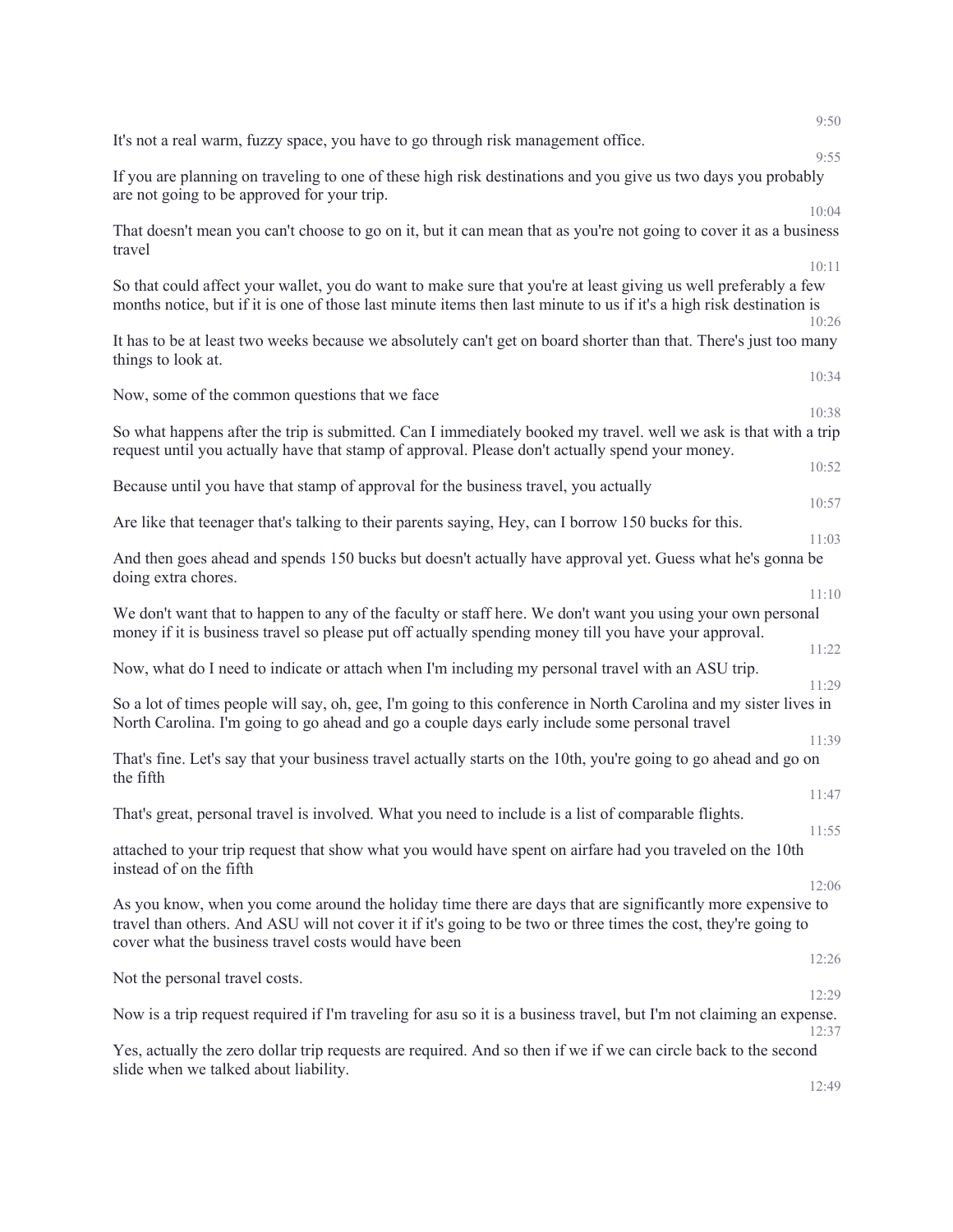9:50

It's not a real warm, fuzzy space, you have to go through risk management office.

9:55

If you are planning on traveling to one of these high risk destinations and you give us two days you probably are not going to be approved for your trip.

10:04

That doesn't mean you can't choose to go on it, but it can mean that as you're not going to cover it as a business travel

10:11

So that could affect your wallet, you do want to make sure that you're at least giving us well preferably a few months notice, but if it is one of those last minute items then last minute to us if it's a high risk destination is

10:26

It has to be at least two weeks because we absolutely can't get on board shorter than that. There's just too many things to look at.

10:34

Now, some of the common questions that we face

10:38

So what happens after the trip is submitted. Can I immediately booked my travel. well we ask is that with a trip request until you actually have that stamp of approval. Please don't actually spend your money.

10:52

Because until you have that stamp of approval for the business travel, you actually

10:57

Are like that teenager that's talking to their parents saying, Hey, can I borrow 150 bucks for this.

11:03

And then goes ahead and spends 150 bucks but doesn't actually have approval yet. Guess what he's gonna be doing extra chores.

11:10

We don't want that to happen to any of the faculty or staff here. We don't want you using your own personal money if it is business travel so please put off actually spending money till you have your approval.

11:22

Now, what do I need to indicate or attach when I'm including my personal travel with an ASU trip.

11:29

So a lot of times people will say, oh, gee, I'm going to this conference in North Carolina and my sister lives in North Carolina. I'm going to go ahead and go a couple days early include some personal travel

11:39

That's fine. Let's say that your business travel actually starts on the 10th, you're going to go ahead and go on the fifth

11:47

That's great, personal travel is involved. What you need to include is a list of comparable flights.

11:55

attached to your trip request that show what you would have spent on airfare had you traveled on the 10th instead of on the fifth

12:06

As you know, when you come around the holiday time there are days that are significantly more expensive to travel than others. And ASU will not cover it if it's going to be two or three times the cost, they're going to cover what the business travel costs would have been

12:26

Not the personal travel costs.

12:29

Now is a trip request required if I'm traveling for asu so it is a business travel, but I'm not claiming an expense.

12:37

Yes, actually the zero dollar trip requests are required. And so then if we if we can circle back to the second slide when we talked about liability.

12:49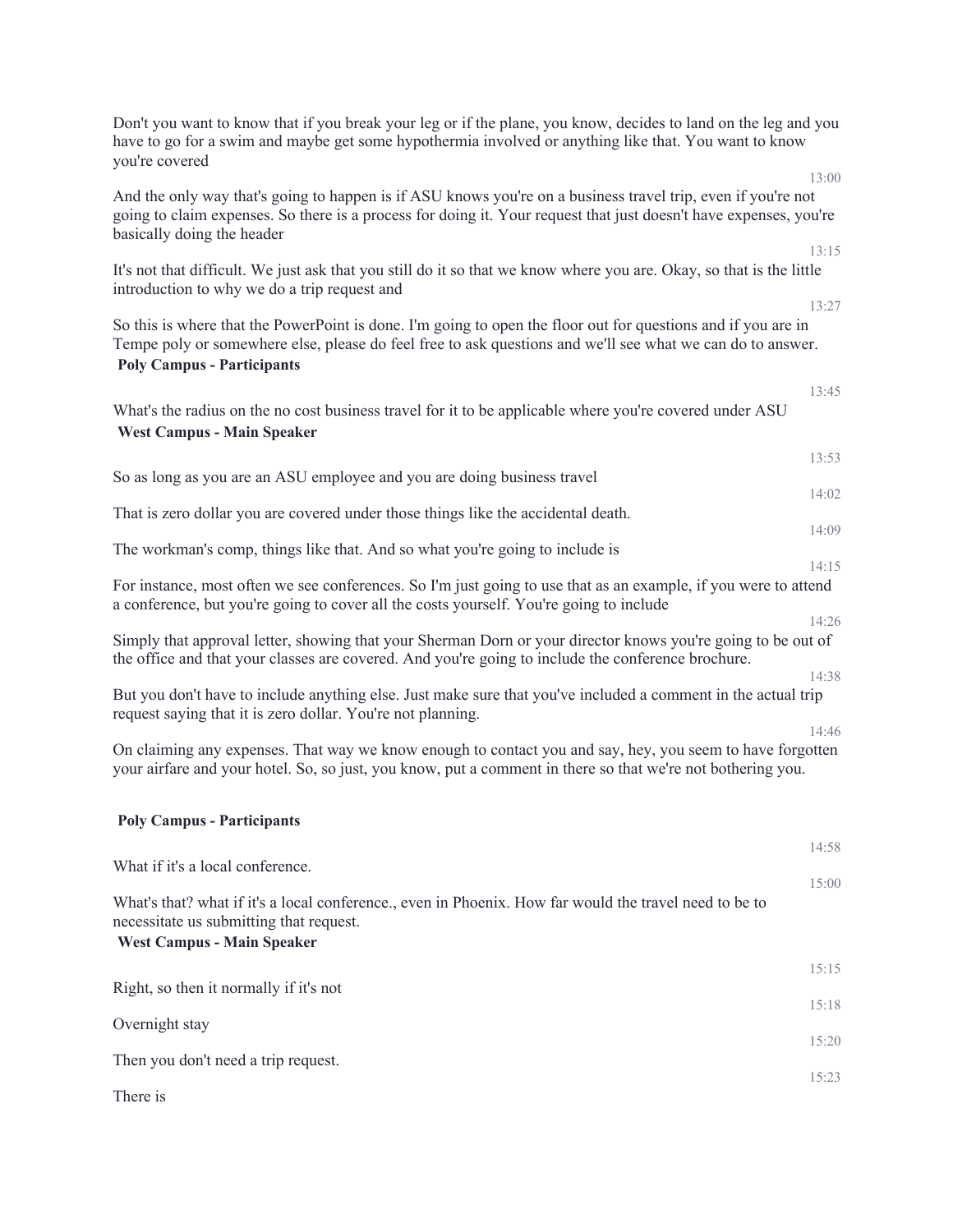Don't you want to know that if you break your leg or if the plane, you know, decides to land on the leg and you have to go for a swim and maybe get some hypothermia involved or anything like that. You want to know you're covered

13:00

And the only way that's going to happen is if ASU knows you're on a business travel trip, even if you're not going to claim expenses. So there is a process for doing it. Your request that just doesn't have expenses, you're basically doing the header

13:15

It's not that difficult. We just ask that you still do it so that we know where you are. Okay, so that is the little introduction to why we do a trip request and

13:27

So this is where that the PowerPoint is done. I'm going to open the floor out for questions and if you are in Tempe poly or somewhere else, please do feel free to ask questions and we'll see what we can do to answer.

**Poly Campus - Participants**

13:45

What's the radius on the no cost business travel for it to be applicable where you're covered under ASU

**West Campus - Main Speaker**

13:53

So as long as you are an ASU employee and you are doing business travel

14:02

That is zero dollar you are covered under those things like the accidental death.

14:09

The workman's comp, things like that. And so what you're going to include is

14:15

For instance, most often we see conferences. So I'm just going to use that as an example, if you were to attend a conference, but you're going to cover all the costs yourself. You're going to include

14:26

Simply that approval letter, showing that your Sherman Dorn or your director knows you're going to be out of the office and that your classes are covered. And you're going to include the conference brochure.

14:38

But you don't have to include anything else. Just make sure that you've included a comment in the actual trip request saying that it is zero dollar. You're not planning.

14:46

On claiming any expenses. That way we know enough to contact you and say, hey, you seem to have forgotten your airfare and your hotel. So, so just, you know, put a comment in there so that we're not bothering you.

**Poly Campus - Participants**

14:58

What if it's a local conference.

15:00

What's that? what if it's a local conference., even in Phoenix. How far would the travel need to be to necessitate us submitting that request.

**West Campus - Main Speaker**

15:15

Right, so then it normally if it's not

15:18

Overnight stay

15:20

Then you don't need a trip request.

15:23

There is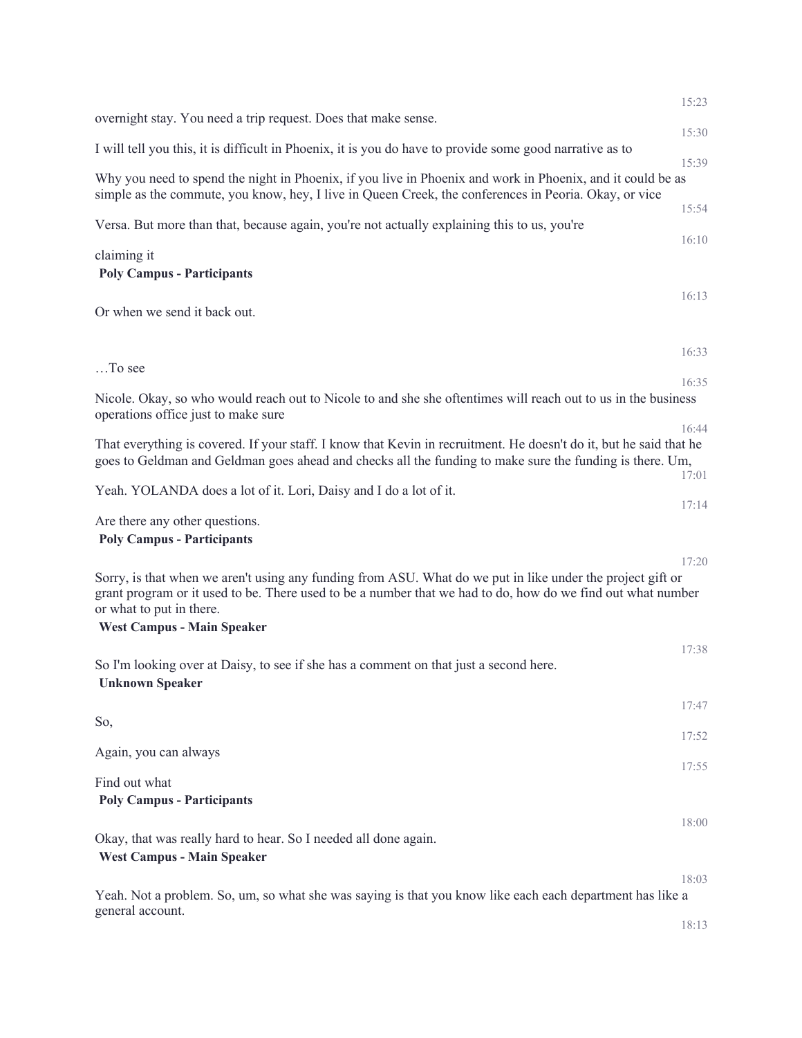15:23

overnight stay. You need a trip request. Does that make sense.

15:30

I will tell you this, it is difficult in Phoenix, it is you do have to provide some good narrative as to

15:39

Why you need to spend the night in Phoenix, if you live in Phoenix and work in Phoenix, and it could be as simple as the commute, you know, hey, I live in Queen Creek, the conferences in Peoria. Okay, or vice

15:54

Versa. But more than that, because again, you're not actually explaining this to us, you're

16:10

claiming it

**Poly Campus - Participants**

16:13

Or when we send it back out.

16:33

…To see

16:35

Nicole. Okay, so who would reach out to Nicole to and she she oftentimes will reach out to us in the business operations office just to make sure

16:44

That everything is covered. If your staff. I know that Kevin in recruitment. He doesn't do it, but he said that he goes to Geldman and Geldman goes ahead and checks all the funding to make sure the funding is there. Um,

17:01

Yeah. YOLANDA does a lot of it. Lori, Daisy and I do a lot of it.

17:14

Are there any other questions.

**Poly Campus - Participants**

17:20

Sorry, is that when we aren't using any funding from ASU. What do we put in like under the project gift or grant program or it used to be. There used to be a number that we had to do, how do we find out what number or what to put in there.

**West Campus - Main Speaker**

17:38

So I'm looking over at Daisy, to see if she has a comment on that just a second here.

**Unknown Speaker**

17:47

So,

17:52

Again, you can always

17:55

Find out what

**Poly Campus - Participants**

18:00

Okay, that was really hard to hear. So I needed all done again.

**West Campus - Main Speaker**

18:03

Yeah. Not a problem. So, um, so what she was saying is that you know like each each department has like a general account.

18:13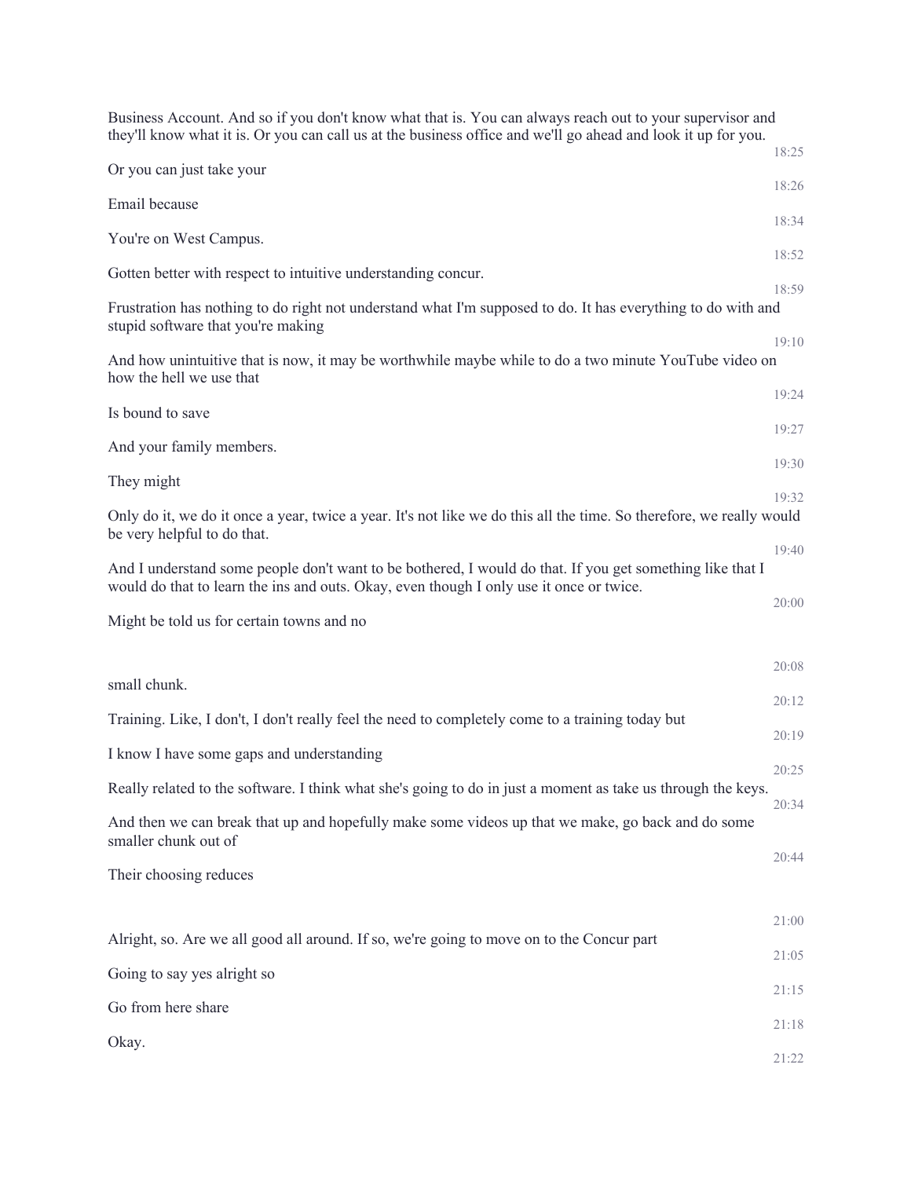Business Account. And so if you don't know what that is. You can always reach out to your supervisor and they'll know what it is. Or you can call us at the business office and we'll go ahead and look it up for you.

18:25

Or you can just take your

18:26

Email because

18:34

You're on West Campus.

18:52

Gotten better with respect to intuitive understanding concur.

18:59

Frustration has nothing to do right not understand what I'm supposed to do. It has everything to do with and stupid software that you're making

19:10

And how unintuitive that is now, it may be worthwhile maybe while to do a two minute YouTube video on how the hell we use that

19:24

Is bound to save

19:27

And your family members.

19:30

They might

19:32

Only do it, we do it once a year, twice a year. It's not like we do this all the time. So therefore, we really would be very helpful to do that.

19:40

And I understand some people don't want to be bothered, I would do that. If you get something like that I would do that to learn the ins and outs. Okay, even though I only use it once or twice.

20:00

Might be told us for certain towns and no

20:08

small chunk.

20:12

Training. Like, I don't, I don't really feel the need to completely come to a training today but

20:19

I know I have some gaps and understanding

20:25

Really related to the software. I think what she's going to do in just a moment as take us through the keys.

20:34

And then we can break that up and hopefully make some videos up that we make, go back and do some smaller chunk out of

20:44

Their choosing reduces

21:00

Alright, so. Are we all good all around. If so, we're going to move on to the Concur part

21:05

Going to say yes alright so

21:15

Go from here share

21:18

Okay.

21:22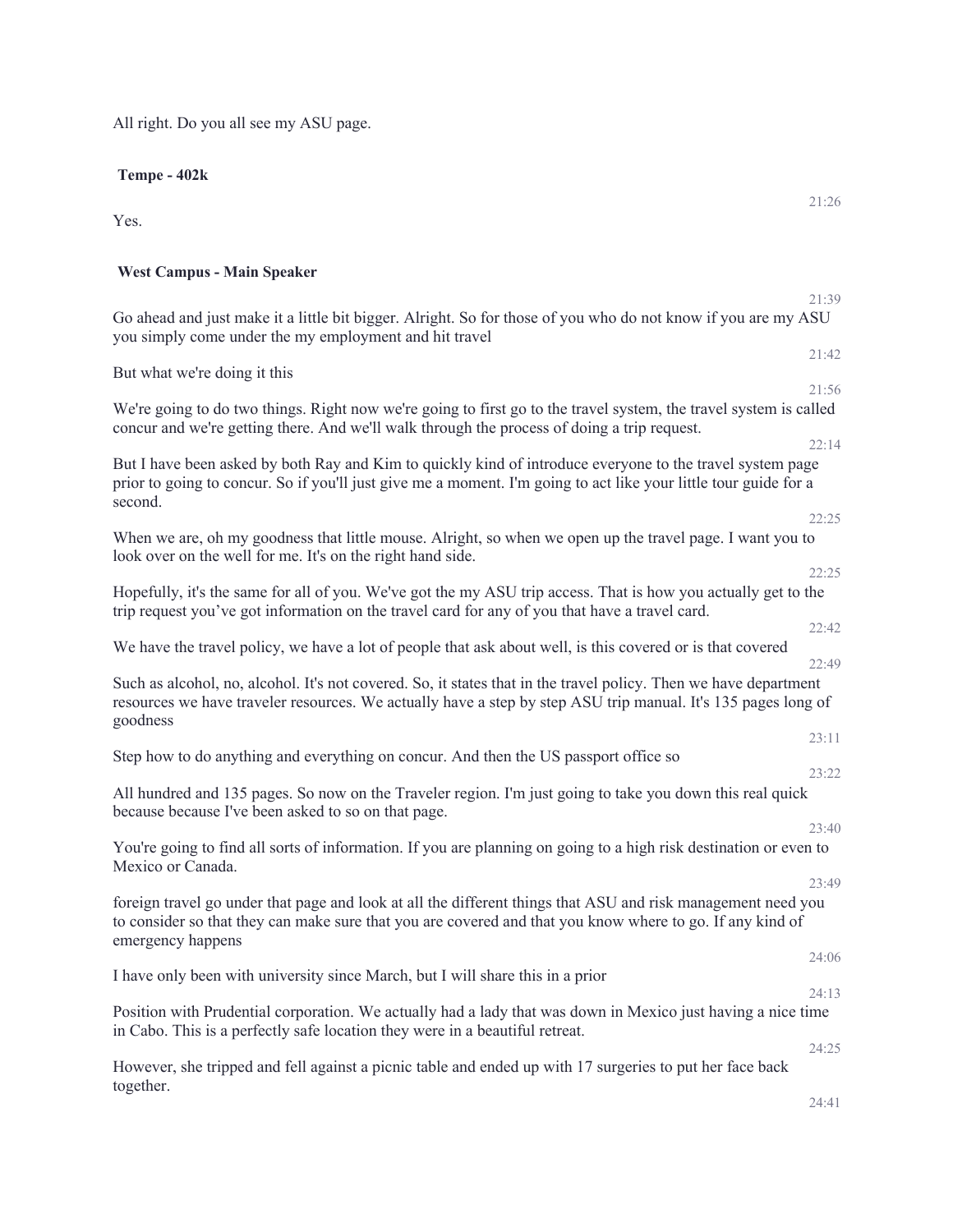All right. Do you all see my ASU page.

**Tempe - 402k**

21:26

Yes.

**West Campus - Main Speaker**

21:39

Go ahead and just make it a little bit bigger. Alright. So for those of you who do not know if you are my ASU you simply come under the my employment and hit travel

21:42

But what we're doing it this

21:56

We're going to do two things. Right now we're going to first go to the travel system, the travel system is called concur and we're getting there. And we'll walk through the process of doing a trip request.

22:14

But I have been asked by both Ray and Kim to quickly kind of introduce everyone to the travel system page prior to going to concur. So if you'll just give me a moment. I'm going to act like your little tour guide for a second.

22:25

When we are, oh my goodness that little mouse. Alright, so when we open up the travel page. I want you to look over on the well for me. It's on the right hand side.

22:25

Hopefully, it's the same for all of you. We've got the my ASU trip access. That is how you actually get to the trip request you've got information on the travel card for any of you that have a travel card.

22:42

We have the travel policy, we have a lot of people that ask about well, is this covered or is that covered

22:49

Such as alcohol, no, alcohol. It's not covered. So, it states that in the travel policy. Then we have department resources we have traveler resources. We actually have a step by step ASU trip manual. It's 135 pages long of goodness

23:11

Step how to do anything and everything on concur. And then the US passport office so

23:22

All hundred and 135 pages. So now on the Traveler region. I'm just going to take you down this real quick because because I've been asked to so on that page.

23:40

You're going to find all sorts of information. If you are planning on going to a high risk destination or even to Mexico or Canada.

23:49

foreign travel go under that page and look at all the different things that ASU and risk management need you to consider so that they can make sure that you are covered and that you know where to go. If any kind of emergency happens

24:06

I have only been with university since March, but I will share this in a prior

24:13

Position with Prudential corporation. We actually had a lady that was down in Mexico just having a nice time in Cabo. This is a perfectly safe location they were in a beautiful retreat.

24:25

However, she tripped and fell against a picnic table and ended up with 17 surgeries to put her face back together.

24:41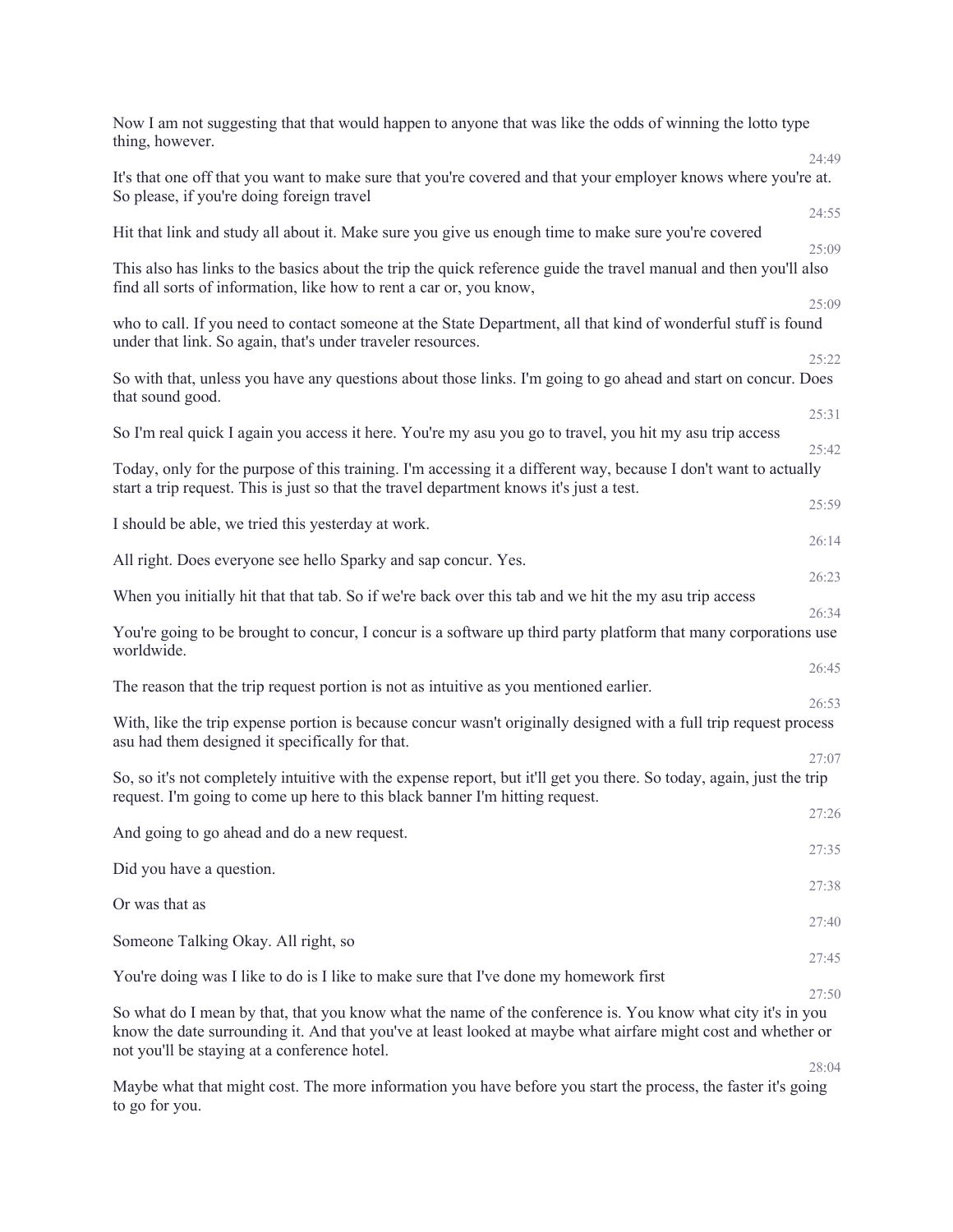Now I am not suggesting that that would happen to anyone that was like the odds of winning the lotto type thing, however.

24:49

It's that one off that you want to make sure that you're covered and that your employer knows where you're at. So please, if you're doing foreign travel

24:55

Hit that link and study all about it. Make sure you give us enough time to make sure you're covered

25:09

This also has links to the basics about the trip the quick reference guide the travel manual and then you'll also find all sorts of information, like how to rent a car or, you know,

25:09

who to call. If you need to contact someone at the State Department, all that kind of wonderful stuff is found under that link. So again, that's under traveler resources.

25:22

So with that, unless you have any questions about those links. I'm going to go ahead and start on concur. Does that sound good.

25:31

So I'm real quick I again you access it here. You're my asu you go to travel, you hit my asu trip access

25:42

Today, only for the purpose of this training. I'm accessing it a different way, because I don't want to actually start a trip request. This is just so that the travel department knows it's just a test.

25:59

I should be able, we tried this yesterday at work.

26:14

All right. Does everyone see hello Sparky and sap concur. Yes.

26:23

When you initially hit that that tab. So if we're back over this tab and we hit the my asu trip access

26:34

You're going to be brought to concur, I concur is a software up third party platform that many corporations use worldwide.

26:45

The reason that the trip request portion is not as intuitive as you mentioned earlier.

26:53

With, like the trip expense portion is because concur wasn't originally designed with a full trip request process asu had them designed it specifically for that.

27:07

So, so it's not completely intuitive with the expense report, but it'll get you there. So today, again, just the trip request. I'm going to come up here to this black banner I'm hitting request.

27:26

And going to go ahead and do a new request.

27:35

Did you have a question.

27:38

Or was that as

27:40

Someone Talking Okay. All right, so

27:45

You're doing was I like to do is I like to make sure that I've done my homework first

27:50

So what do I mean by that, that you know what the name of the conference is. You know what city it's in you know the date surrounding it. And that you've at least looked at maybe what airfare might cost and whether or not you'll be staying at a conference hotel.

28:04

Maybe what that might cost. The more information you have before you start the process, the faster it's going to go for you.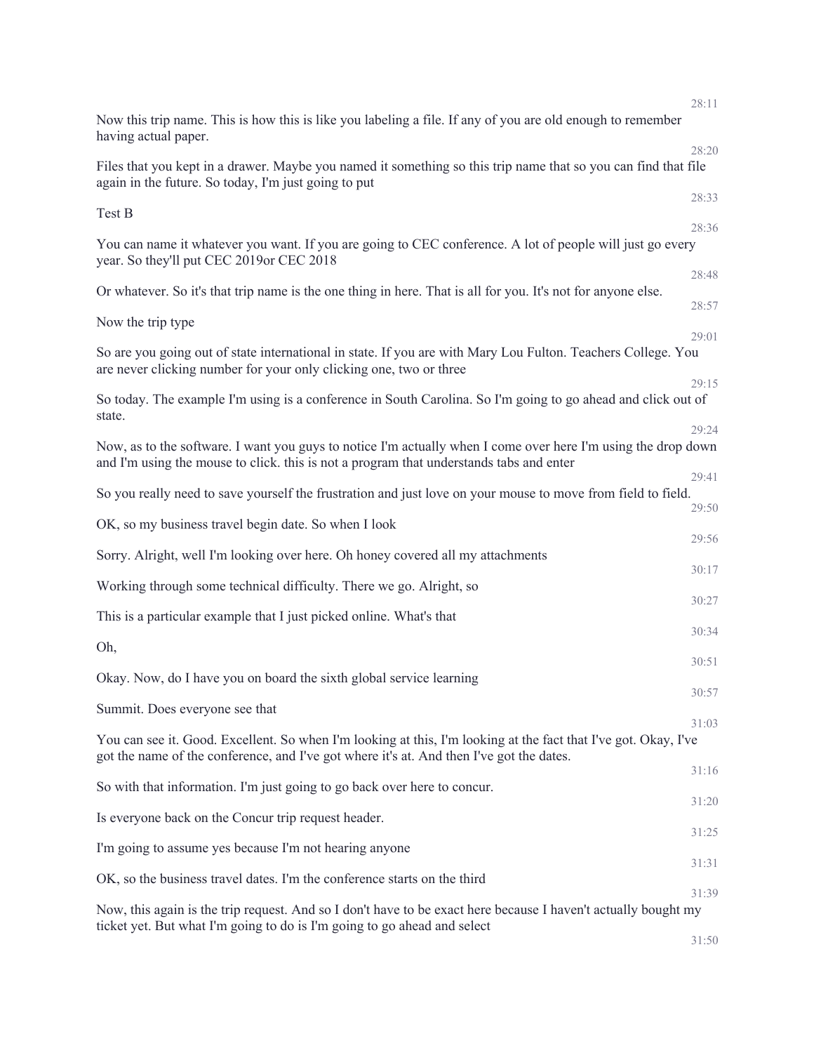28:11

Now this trip name. This is how this is like you labeling a file. If any of you are old enough to remember having actual paper.

28:20

Files that you kept in a drawer. Maybe you named it something so this trip name that so you can find that file again in the future. So today, I'm just going to put

28:33

Test B

28:36

You can name it whatever you want. If you are going to CEC conference. A lot of people will just go every year. So they'll put CEC 2019or CEC 2018

28:48

Or whatever. So it's that trip name is the one thing in here. That is all for you. It's not for anyone else.

28:57

Now the trip type

29:01

So are you going out of state international in state. If you are with Mary Lou Fulton. Teachers College. You are never clicking number for your only clicking one, two or three

29:15

So today. The example I'm using is a conference in South Carolina. So I'm going to go ahead and click out of state.

29:24

Now, as to the software. I want you guys to notice I'm actually when I come over here I'm using the drop down and I'm using the mouse to click. this is not a program that understands tabs and enter

29:41

So you really need to save yourself the frustration and just love on your mouse to move from field to field.

29:50

OK, so my business travel begin date. So when I look

29:56

Sorry. Alright, well I'm looking over here. Oh honey covered all my attachments

30:17

Working through some technical difficulty. There we go. Alright, so

30:27

This is a particular example that I just picked online. What's that

30:34

Oh,

30:51

Okay. Now, do I have you on board the sixth global service learning

30:57

Summit. Does everyone see that

31:03

You can see it. Good. Excellent. So when I'm looking at this, I'm looking at the fact that I've got. Okay, I've got the name of the conference, and I've got where it's at. And then I've got the dates.

31:16

So with that information. I'm just going to go back over here to concur.

31:20

Is everyone back on the Concur trip request header.

31:25

I'm going to assume yes because I'm not hearing anyone

31:31

OK, so the business travel dates. I'm the conference starts on the third

31:39

Now, this again is the trip request. And so I don't have to be exact here because I haven't actually bought my ticket yet. But what I'm going to do is I'm going to go ahead and select

31:50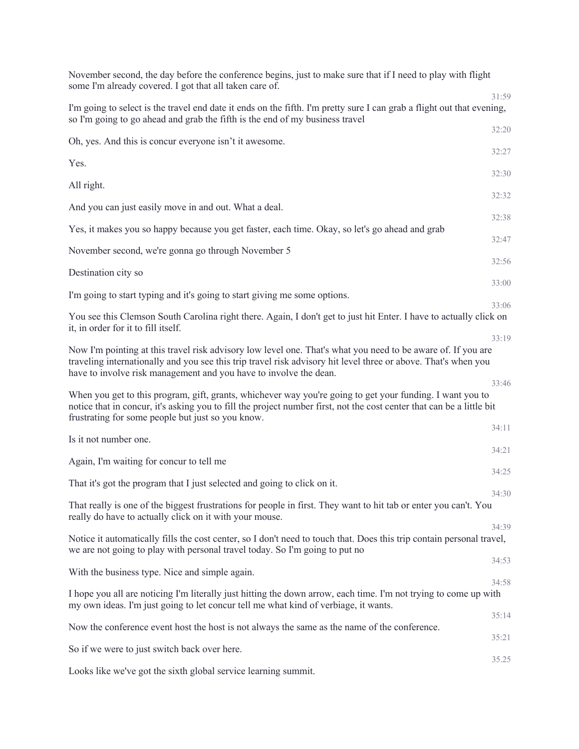November second, the day before the conference begins, just to make sure that if I need to play with flight some I'm already covered. I got that all taken care of.

31:59

I'm going to select is the travel end date it ends on the fifth. I'm pretty sure I can grab a flight out that evening, so I'm going to go ahead and grab the fifth is the end of my business travel

32:20

Oh, yes. And this is concur everyone isn't it awesome.

32:27

Yes.

32:30

All right.

32:32

And you can just easily move in and out. What a deal.

32:38

Yes, it makes you so happy because you get faster, each time. Okay, so let's go ahead and grab

32:47

November second, we're gonna go through November 5

32:56

Destination city so

33:00

I'm going to start typing and it's going to start giving me some options.

33:06

You see this Clemson South Carolina right there. Again, I don't get to just hit Enter. I have to actually click on it, in order for it to fill itself.

33:19

Now I'm pointing at this travel risk advisory low level one. That's what you need to be aware of. If you are traveling internationally and you see this trip travel risk advisory hit level three or above. That's when you have to involve risk management and you have to involve the dean.

33:46

When you get to this program, gift, grants, whichever way you're going to get your funding. I want you to notice that in concur, it's asking you to fill the project number first, not the cost center that can be a little bit frustrating for some people but just so you know.

34:11

Is it not number one.

34:21

Again, I'm waiting for concur to tell me

34:25

That it's got the program that I just selected and going to click on it.

34:30

That really is one of the biggest frustrations for people in first. They want to hit tab or enter you can't. You really do have to actually click on it with your mouse.

34:39

Notice it automatically fills the cost center, so I don't need to touch that. Does this trip contain personal travel, we are not going to play with personal travel today. So I'm going to put no

34:53

With the business type. Nice and simple again.

34:58

I hope you all are noticing I'm literally just hitting the down arrow, each time. I'm not trying to come up with my own ideas. I'm just going to let concur tell me what kind of verbiage, it wants.

35:14

Now the conference event host the host is not always the same as the name of the conference.

35:21

So if we were to just switch back over here.

35.25

Looks like we've got the sixth global service learning summit.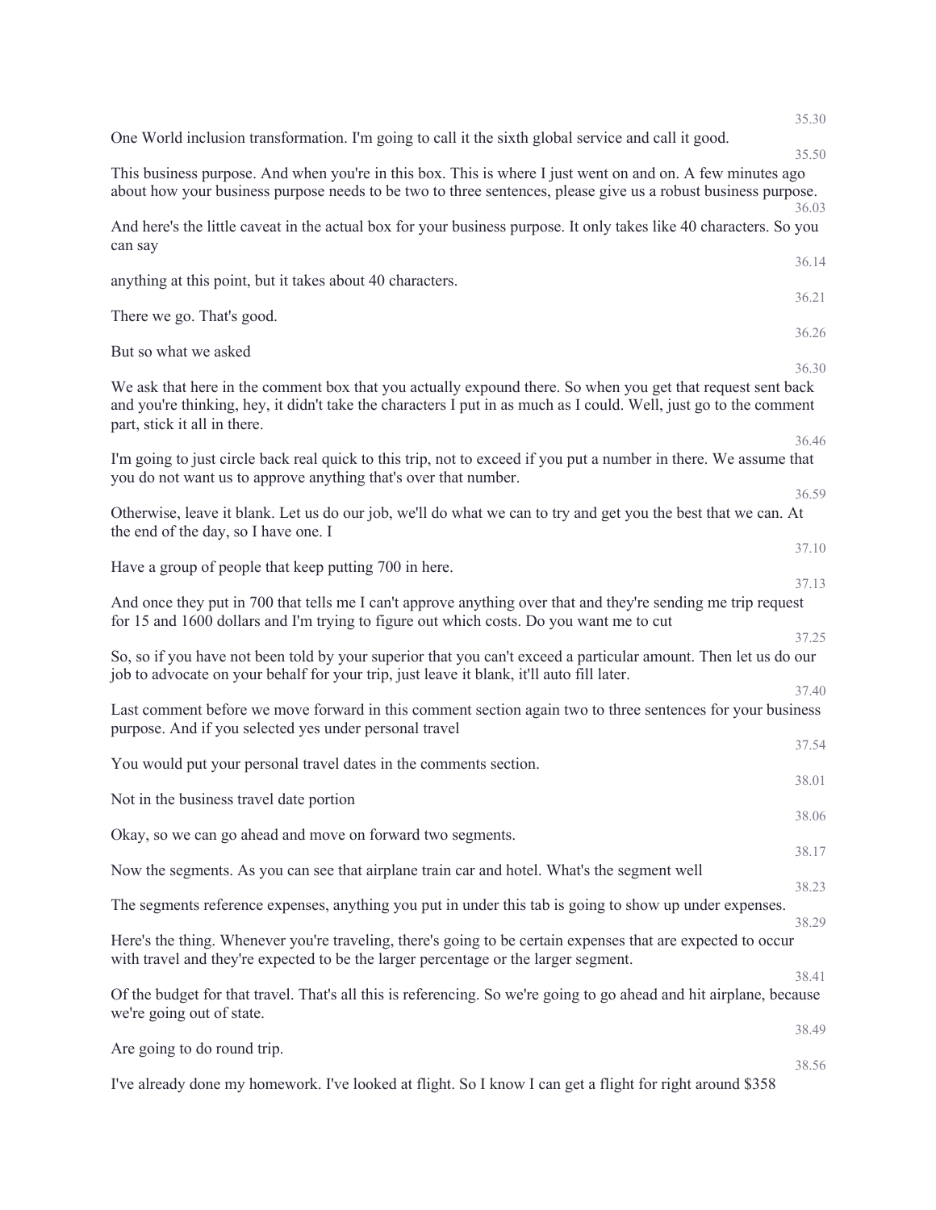35.30

One World inclusion transformation. I'm going to call it the sixth global service and call it good.

35.50

This business purpose. And when you're in this box. This is where I just went on and on. A few minutes ago about how your business purpose needs to be two to three sentences, please give us a robust business purpose.

36.03

And here's the little caveat in the actual box for your business purpose. It only takes like 40 characters. So you can say

36.14

anything at this point, but it takes about 40 characters.

36.21

There we go. That's good.

36.26

But so what we asked

36.30

We ask that here in the comment box that you actually expound there. So when you get that request sent back and you're thinking, hey, it didn't take the characters I put in as much as I could. Well, just go to the comment part, stick it all in there.

36.46

I'm going to just circle back real quick to this trip, not to exceed if you put a number in there. We assume that you do not want us to approve anything that's over that number.

36.59

Otherwise, leave it blank. Let us do our job, we'll do what we can to try and get you the best that we can. At the end of the day, so I have one. I

37.10

Have a group of people that keep putting 700 in here.

37.13

And once they put in 700 that tells me I can't approve anything over that and they're sending me trip request for 15 and 1600 dollars and I'm trying to figure out which costs. Do you want me to cut

37.25

So, so if you have not been told by your superior that you can't exceed a particular amount. Then let us do our job to advocate on your behalf for your trip, just leave it blank, it'll auto fill later.

37.40

Last comment before we move forward in this comment section again two to three sentences for your business purpose. And if you selected yes under personal travel

37.54

You would put your personal travel dates in the comments section.

38.01

Not in the business travel date portion

38.06

Okay, so we can go ahead and move on forward two segments.

38.17

Now the segments. As you can see that airplane train car and hotel. What's the segment well

38.23

The segments reference expenses, anything you put in under this tab is going to show up under expenses.

38.29

Here's the thing. Whenever you're traveling, there's going to be certain expenses that are expected to occur with travel and they're expected to be the larger percentage or the larger segment.

38.41

Of the budget for that travel. That's all this is referencing. So we're going to go ahead and hit airplane, because we're going out of state.

38.49

Are going to do round trip.

38.56

I've already done my homework. I've looked at flight. So I know I can get a flight for right around $358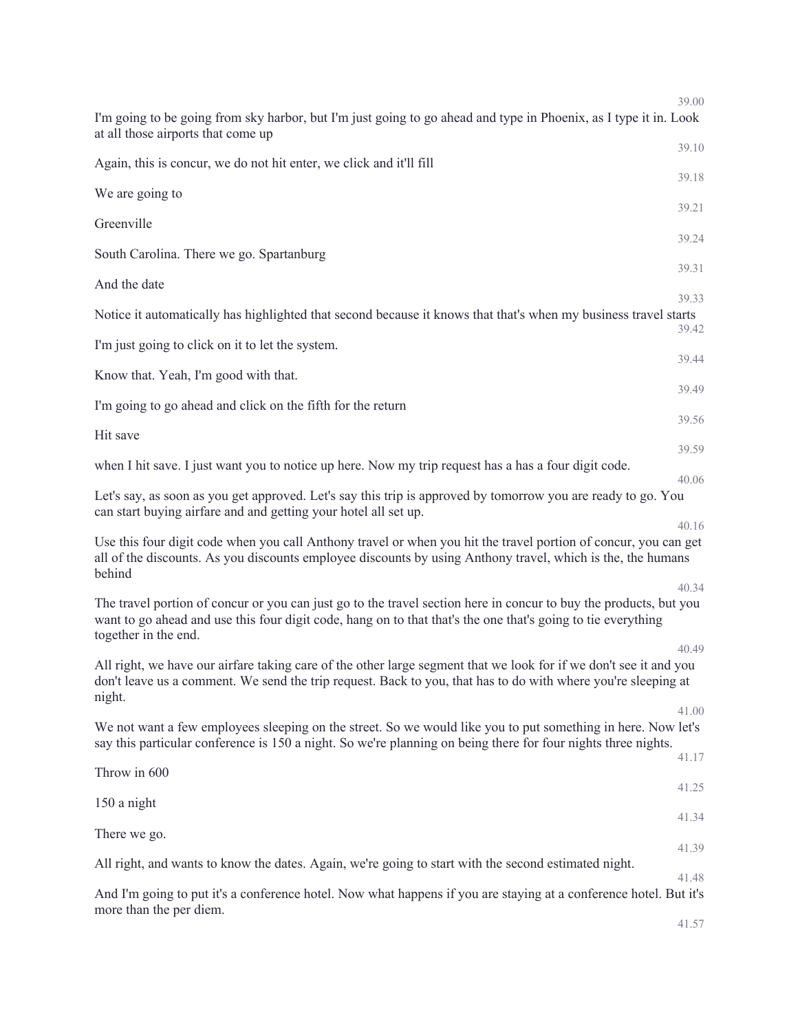39.00

I'm going to be going from sky harbor, but I'm just going to go ahead and type in Phoenix, as I type it in. Look at all those airports that come up

39.10

Again, this is concur, we do not hit enter, we click and it'll fill

39.18

We are going to

39.21

Greenville

39.24

South Carolina. There we go. Spartanburg

39.31

And the date

39.33

Notice it automatically has highlighted that second because it knows that that's when my business travel starts

39.42

I'm just going to click on it to let the system.

39.44

Know that. Yeah, I'm good with that.

39.49

I'm going to go ahead and click on the fifth for the return

39.56

Hit save

39.59

when I hit save. I just want you to notice up here. Now my trip request has a has a four digit code.

40.06

Let's say, as soon as you get approved. Let's say this trip is approved by tomorrow you are ready to go. You can start buying airfare and and getting your hotel all set up.

40.16

Use this four digit code when you call Anthony travel or when you hit the travel portion of concur, you can get all of the discounts. As you discounts employee discounts by using Anthony travel, which is the, the humans behind

40.34

The travel portion of concur or you can just go to the travel section here in concur to buy the products, but you want to go ahead and use this four digit code, hang on to that that's the one that's going to tie everything together in the end.

40.49

All right, we have our airfare taking care of the other large segment that we look for if we don't see it and you don't leave us a comment. We send the trip request. Back to you, that has to do with where you're sleeping at night.

41.00

We not want a few employees sleeping on the street. So we would like you to put something in here. Now let's say this particular conference is 150 a night. So we're planning on being there for four nights three nights.

41.17

Throw in 600

41.25

150 a night

41.34

There we go.

41.39

All right, and wants to know the dates. Again, we're going to start with the second estimated night.

41.48

And I'm going to put it's a conference hotel. Now what happens if you are staying at a conference hotel. But it's more than the per diem.

41.57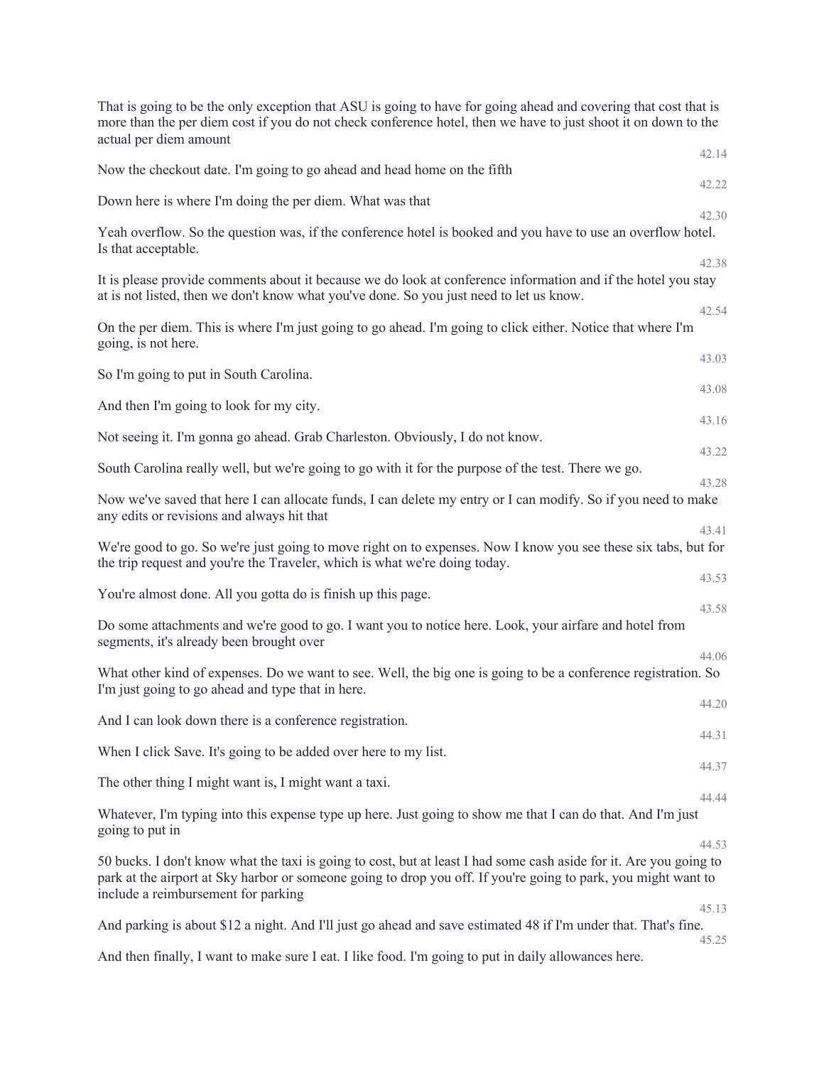That is going to be the only exception that ASU is going to have for going ahead and covering that cost that is more than the per diem cost if you do not check conference hotel, then we have to just shoot it on down to the actual per diem amount

42.14

Now the checkout date. I'm going to go ahead and head home on the fifth

42.22

Down here is where I'm doing the per diem. What was that

42.30

Yeah overflow. So the question was, if the conference hotel is booked and you have to use an overflow hotel. Is that acceptable.

42.38

It is please provide comments about it because we do look at conference information and if the hotel you stay at is not listed, then we don't know what you've done. So you just need to let us know.

42.54

On the per diem. This is where I'm just going to go ahead. I'm going to click either. Notice that where I'm going, is not here.

43.03

So I'm going to put in South Carolina.

43.08

And then I'm going to look for my city.

43.16

Not seeing it. I'm gonna go ahead. Grab Charleston. Obviously, I do not know.

43.22

South Carolina really well, but we're going to go with it for the purpose of the test. There we go.

43.28

Now we've saved that here I can allocate funds, I can delete my entry or I can modify. So if you need to make any edits or revisions and always hit that

43.41

We're good to go. So we're just going to move right on to expenses. Now I know you see these six tabs, but for the trip request and you're the Traveler, which is what we're doing today.

43.53

You're almost done. All you gotta do is finish up this page.

43.58

Do some attachments and we're good to go. I want you to notice here. Look, your airfare and hotel from segments, it's already been brought over

44.06

What other kind of expenses. Do we want to see. Well, the big one is going to be a conference registration. So I'm just going to go ahead and type that in here.

44.20

And I can look down there is a conference registration.

44.31

When I click Save. It's going to be added over here to my list.

44.37

The other thing I might want is, I might want a taxi.

44.44

Whatever, I'm typing into this expense type up here. Just going to show me that I can do that. And I'm just going to put in

44.53

50 bucks. I don't know what the taxi is going to cost, but at least I had some cash aside for it. Are you going to park at the airport at Sky harbor or someone going to drop you off. If you're going to park, you might want to include a reimbursement for parking

45.13

And parking is about $12 a night. And I'll just go ahead and save estimated 48 if I'm under that. That's fine.

45.25

And then finally, I want to make sure I eat. I like food. I'm going to put in daily allowances here.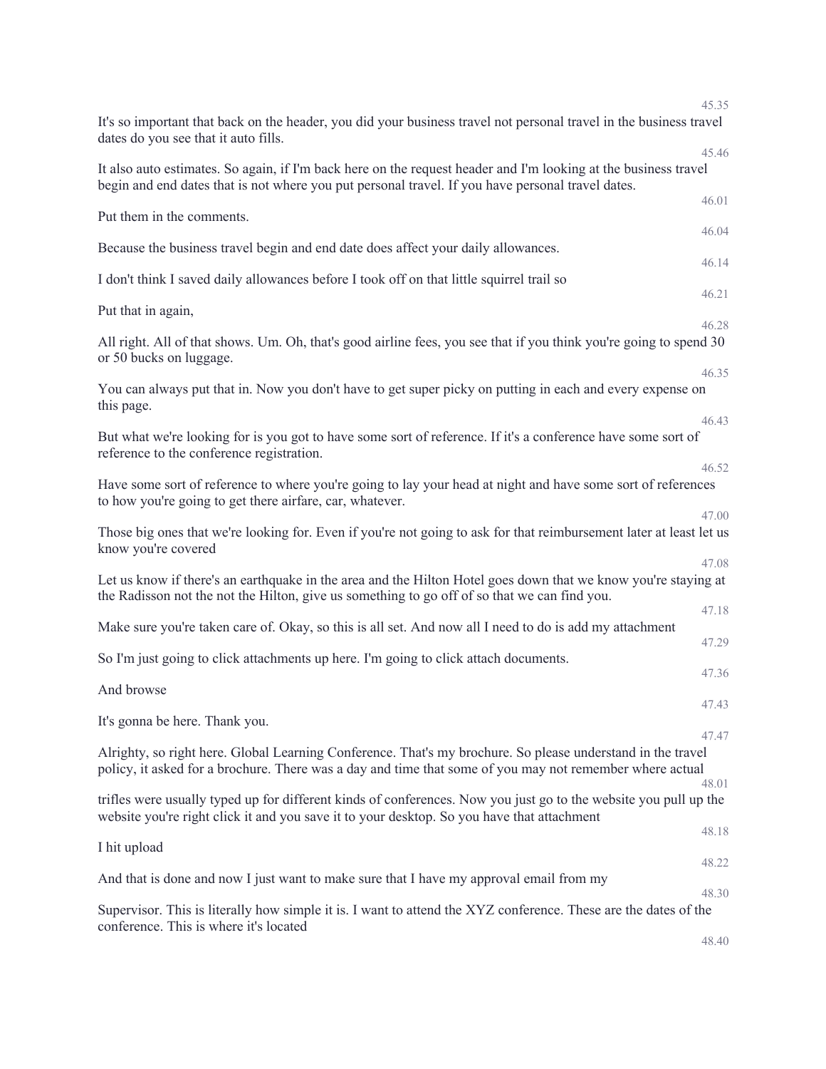45.35

It's so important that back on the header, you did your business travel not personal travel in the business travel dates do you see that it auto fills.

45.46

It also auto estimates. So again, if I'm back here on the request header and I'm looking at the business travel begin and end dates that is not where you put personal travel. If you have personal travel dates.

46.01

Put them in the comments.

46.04

Because the business travel begin and end date does affect your daily allowances.

46.14

I don't think I saved daily allowances before I took off on that little squirrel trail so

46.21

Put that in again,

46.28

All right. All of that shows. Um. Oh, that's good airline fees, you see that if you think you're going to spend 30 or 50 bucks on luggage.

46.35

You can always put that in. Now you don't have to get super picky on putting in each and every expense on this page.

46.43

But what we're looking for is you got to have some sort of reference. If it's a conference have some sort of reference to the conference registration.

46.52

Have some sort of reference to where you're going to lay your head at night and have some sort of references to how you're going to get there airfare, car, whatever.

47.00

Those big ones that we're looking for. Even if you're not going to ask for that reimbursement later at least let us know you're covered

47.08

Let us know if there's an earthquake in the area and the Hilton Hotel goes down that we know you're staying at the Radisson not the not the Hilton, give us something to go off of so that we can find you.

47.18

Make sure you're taken care of. Okay, so this is all set. And now all I need to do is add my attachment

47.29

So I'm just going to click attachments up here. I'm going to click attach documents.

47.36

And browse

47.43

It's gonna be here. Thank you.

47.47

Alrighty, so right here. Global Learning Conference. That's my brochure. So please understand in the travel policy, it asked for a brochure. There was a day and time that some of you may not remember where actual

48.01

trifles were usually typed up for different kinds of conferences. Now you just go to the website you pull up the website you're right click it and you save it to your desktop. So you have that attachment

48.18

I hit upload

48.22

And that is done and now I just want to make sure that I have my approval email from my

48.30

Supervisor. This is literally how simple it is. I want to attend the XYZ conference. These are the dates of the conference. This is where it's located

48.40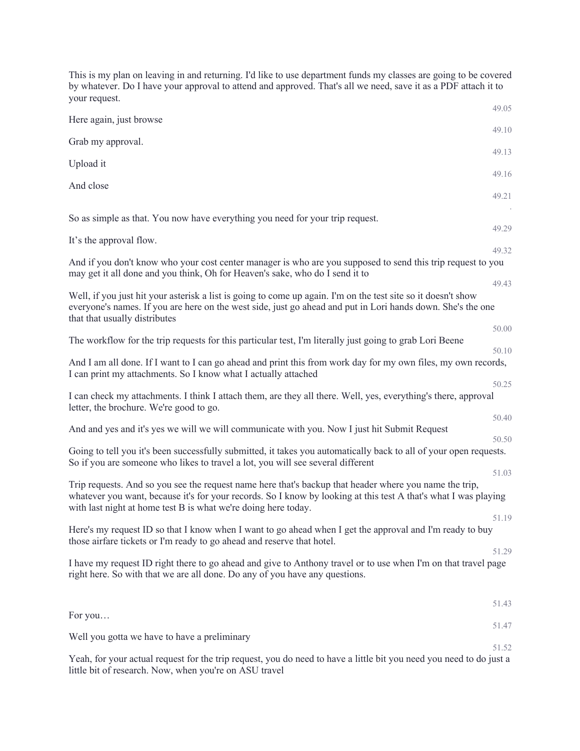This is my plan on leaving in and returning. I'd like to use department funds my classes are going to be covered by whatever. Do I have your approval to attend and approved. That's all we need, save it as a PDF attach it to your request.

49.05

Here again, just browse

49.10

Grab my approval.

49.13

Upload it

49.16

And close

49.21

.

So as simple as that. You now have everything you need for your trip request.

49.29

It's the approval flow.

49.32

And if you don't know who your cost center manager is who are you supposed to send this trip request to you may get it all done and you think, Oh for Heaven's sake, who do I send it to

49.43

Well, if you just hit your asterisk a list is going to come up again. I'm on the test site so it doesn't show everyone's names. If you are here on the west side, just go ahead and put in Lori hands down. She's the one that that usually distributes

50.00

The workflow for the trip requests for this particular test, I'm literally just going to grab Lori Beene

50.10

And I am all done. If I want to I can go ahead and print this from work day for my own files, my own records, I can print my attachments. So I know what I actually attached

50.25

I can check my attachments. I think I attach them, are they all there. Well, yes, everything's there, approval letter, the brochure. We're good to go.

50.40

And and yes and it's yes we will we will communicate with you. Now I just hit Submit Request

50.50

Going to tell you it's been successfully submitted, it takes you automatically back to all of your open requests. So if you are someone who likes to travel a lot, you will see several different

51.03

Trip requests. And so you see the request name here that's backup that header where you name the trip, whatever you want, because it's for your records. So I know by looking at this test A that's what I was playing with last night at home test B is what we're doing here today.

51.19

Here's my request ID so that I know when I want to go ahead when I get the approval and I'm ready to buy those airfare tickets or I'm ready to go ahead and reserve that hotel.

51.29

I have my request ID right there to go ahead and give to Anthony travel or to use when I'm on that travel page right here. So with that we are all done. Do any of you have any questions.

51.43

For you…

51.47

Well you gotta we have to have a preliminary

51.52

Yeah, for your actual request for the trip request, you do need to have a little bit you need you need to do just a little bit of research. Now, when you're on ASU travel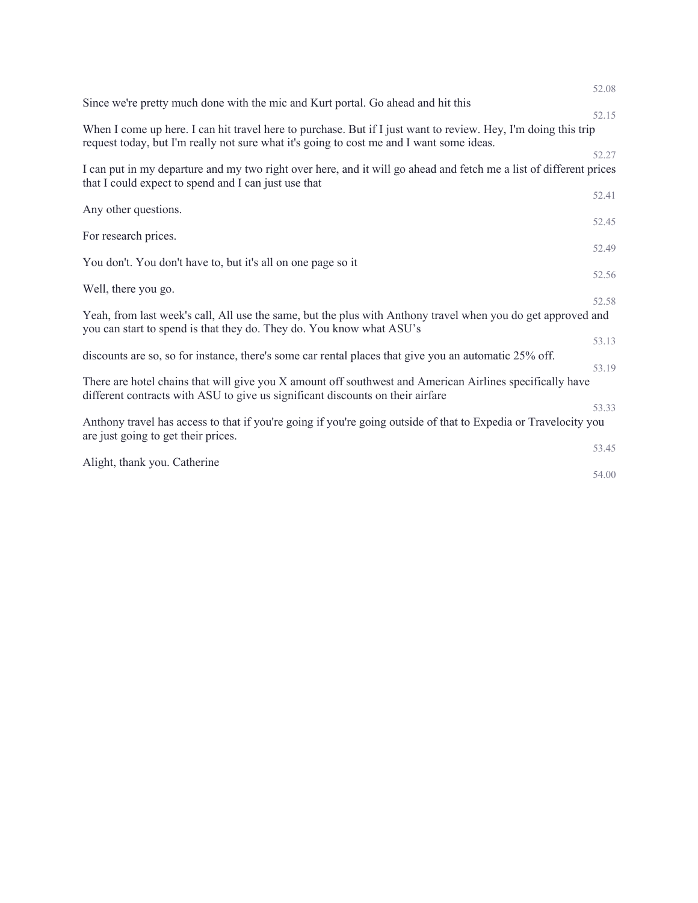52.08

Since we're pretty much done with the mic and Kurt portal. Go ahead and hit this

52.15

When I come up here. I can hit travel here to purchase. But if I just want to review. Hey, I'm doing this trip request today, but I'm really not sure what it's going to cost me and I want some ideas.

52.27

I can put in my departure and my two right over here, and it will go ahead and fetch me a list of different prices that I could expect to spend and I can just use that

52.41

Any other questions.

52.45

For research prices.

52.49

You don't. You don't have to, but it's all on one page so it

52.56

Well, there you go.

52.58

Yeah, from last week's call, All use the same, but the plus with Anthony travel when you do get approved and you can start to spend is that they do. They do. You know what ASU's

53.13

discounts are so, so for instance, there's some car rental places that give you an automatic 25% off.

53.19

There are hotel chains that will give you X amount off southwest and American Airlines specifically have different contracts with ASU to give us significant discounts on their airfare

53.33

Anthony travel has access to that if you're going if you're going outside of that to Expedia or Travelocity you are just going to get their prices.

53.45

Alight, thank you. Catherine

54.00